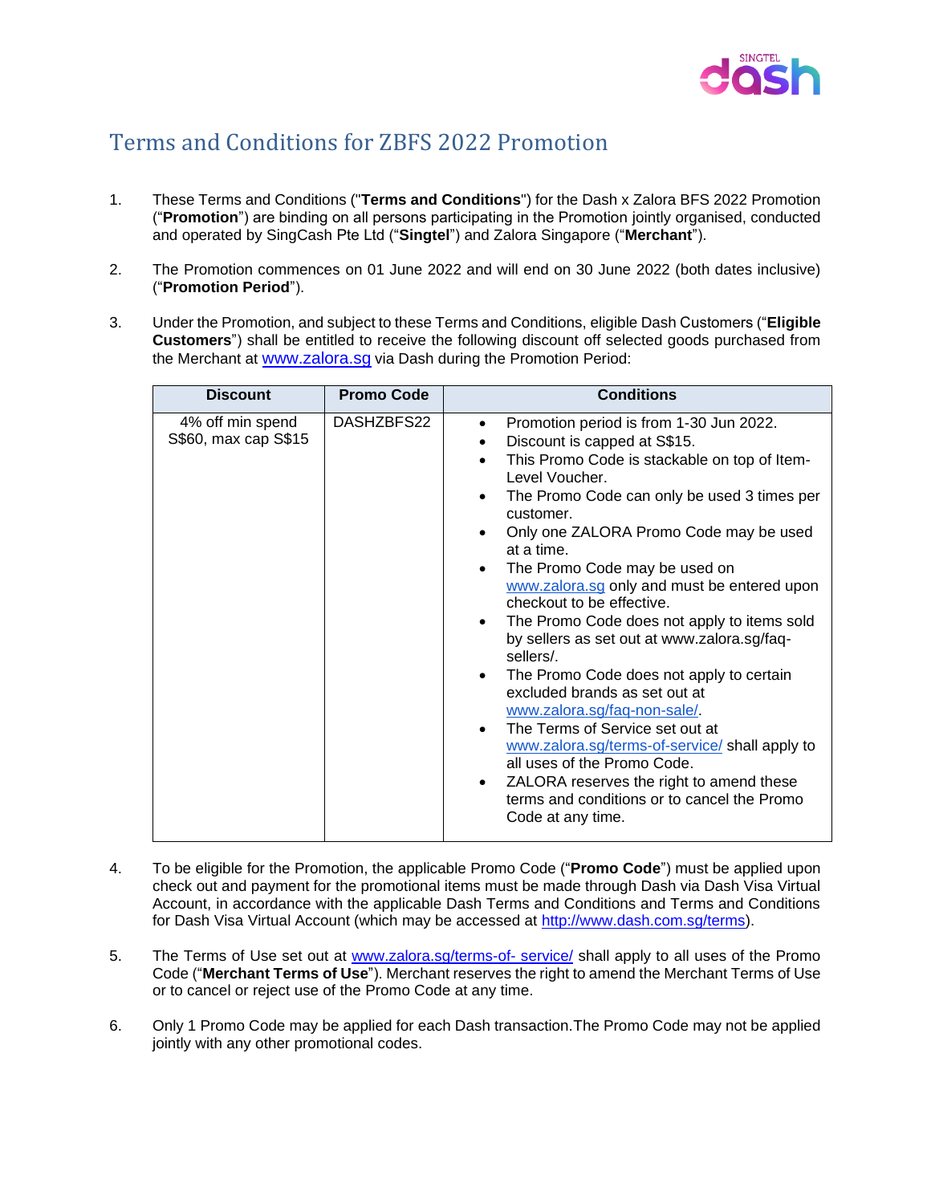# Terms and Conditions for ZBFS 2022 Promotion

1. These Terms and Conditions ("**Terms and Conditions**") for the Dash x Zalora BFS 2022 Promotion ("**Promotion**") are binding on all persons participating in the Promotion jointly organised, conducted and operated by SingCash Pte Ltd ("**Singtel**") and Zalora Singapore ("**Merchant**").

2. The Promotion commences on 01 June 2022 and will end on 30 June 2022 (both dates inclusive) ("**Promotion Period**").

3. Under the Promotion, and subject to these Terms and Conditions, eligible Dash Customers ("**Eligible Customers**") shall be entitled to receive the following discount off selected goods purchased from the Merchant at www.zalora.sg via Dash during the Promotion Period:

| Discount | Promo Code | Conditions |
|---|---|---|
| 4% off min spend S$60, max cap S$15 | DASHZBFS22 | • Promotion period is from 1-30 Jun 2022.<br>• Discount is capped at S$15.<br>• This Promo Code is stackable on top of Item-Level Voucher.<br>• The Promo Code can only be used 3 times per customer.<br>• Only one ZALORA Promo Code may be used at a time.<br>• The Promo Code may be used on www.zalora.sg only and must be entered upon checkout to be effective.<br>• The Promo Code does not apply to items sold by sellers as set out at www.zalora.sg/faq-sellers/.<br>• The Promo Code does not apply to certain excluded brands as set out at www.zalora.sg/faq-non-sale/.<br>• The Terms of Service set out at www.zalora.sg/terms-of-service/ shall apply to all uses of the Promo Code.<br>• ZALORA reserves the right to amend these terms and conditions or to cancel the Promo Code at any time. |

4. To be eligible for the Promotion, the applicable Promo Code ("**Promo Code**") must be applied upon check out and payment for the promotional items must be made through Dash via Dash Visa Virtual Account, in accordance with the applicable Dash Terms and Conditions and Terms and Conditions for Dash Visa Virtual Account (which may be accessed at http://www.dash.com.sg/terms).

5. The Terms of Use set out at www.zalora.sg/terms-of- service/ shall apply to all uses of the Promo Code ("**Merchant Terms of Use**"). Merchant reserves the right to amend the Merchant Terms of Use or to cancel or reject use of the Promo Code at any time.

6. Only 1 Promo Code may be applied for each Dash transaction.The Promo Code may not be applied jointly with any other promotional codes.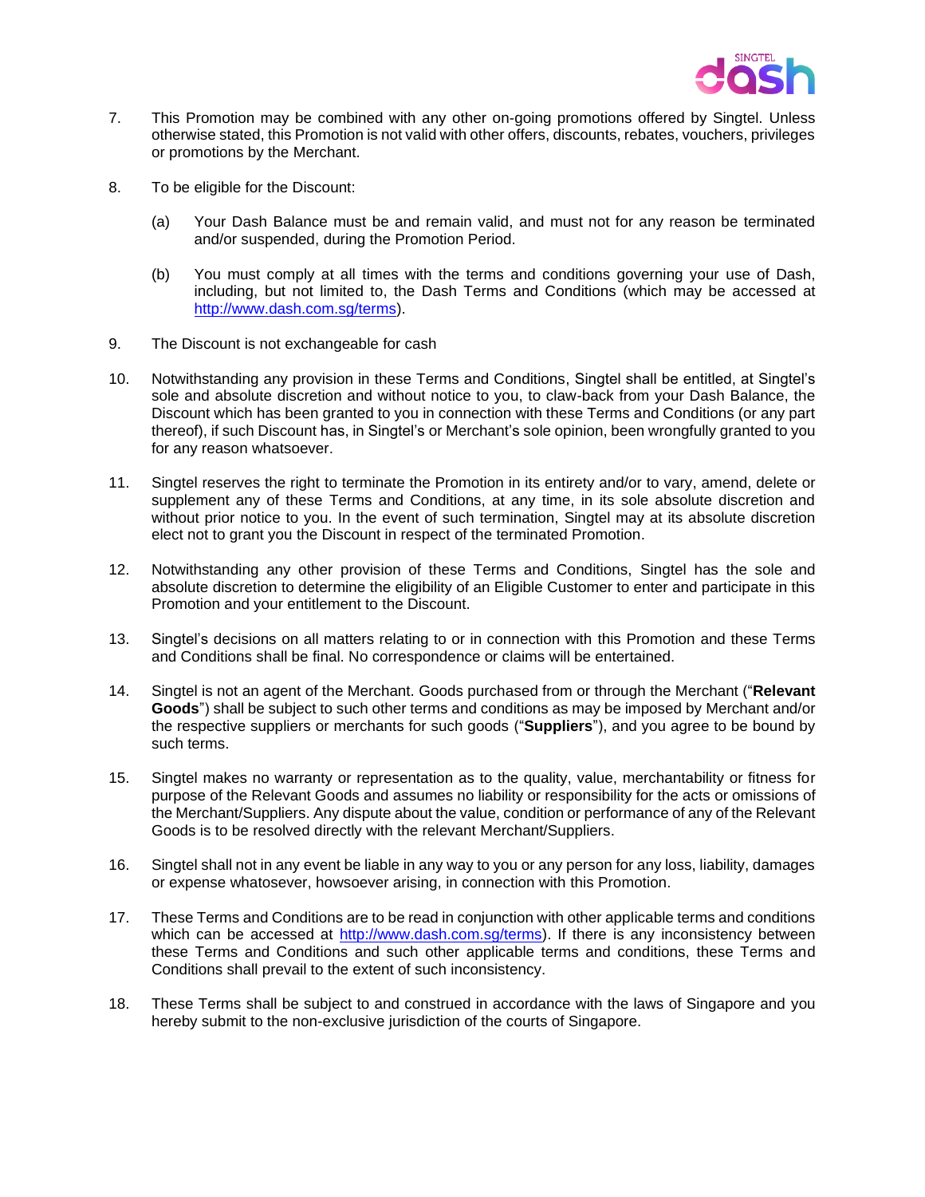7. This Promotion may be combined with any other on-going promotions offered by Singtel. Unless otherwise stated, this Promotion is not valid with other offers, discounts, rebates, vouchers, privileges or promotions by the Merchant.

8. To be eligible for the Discount:

   (a) Your Dash Balance must be and remain valid, and must not for any reason be terminated and/or suspended, during the Promotion Period.

   (b) You must comply at all times with the terms and conditions governing your use of Dash, including, but not limited to, the Dash Terms and Conditions (which may be accessed at http://www.dash.com.sg/terms).

9. The Discount is not exchangeable for cash

10. Notwithstanding any provision in these Terms and Conditions, Singtel shall be entitled, at Singtel's sole and absolute discretion and without notice to you, to claw-back from your Dash Balance, the Discount which has been granted to you in connection with these Terms and Conditions (or any part thereof), if such Discount has, in Singtel's or Merchant's sole opinion, been wrongfully granted to you for any reason whatsoever.

11. Singtel reserves the right to terminate the Promotion in its entirety and/or to vary, amend, delete or supplement any of these Terms and Conditions, at any time, in its sole absolute discretion and without prior notice to you. In the event of such termination, Singtel may at its absolute discretion elect not to grant you the Discount in respect of the terminated Promotion.

12. Notwithstanding any other provision of these Terms and Conditions, Singtel has the sole and absolute discretion to determine the eligibility of an Eligible Customer to enter and participate in this Promotion and your entitlement to the Discount.

13. Singtel's decisions on all matters relating to or in connection with this Promotion and these Terms and Conditions shall be final. No correspondence or claims will be entertained.

14. Singtel is not an agent of the Merchant. Goods purchased from or through the Merchant ("**Relevant Goods**") shall be subject to such other terms and conditions as may be imposed by Merchant and/or the respective suppliers or merchants for such goods ("**Suppliers**"), and you agree to be bound by such terms.

15. Singtel makes no warranty or representation as to the quality, value, merchantability or fitness for purpose of the Relevant Goods and assumes no liability or responsibility for the acts or omissions of the Merchant/Suppliers. Any dispute about the value, condition or performance of any of the Relevant Goods is to be resolved directly with the relevant Merchant/Suppliers.

16. Singtel shall not in any event be liable in any way to you or any person for any loss, liability, damages or expense whatosever, howsoever arising, in connection with this Promotion.

17. These Terms and Conditions are to be read in conjunction with other applicable terms and conditions which can be accessed at http://www.dash.com.sg/terms). If there is any inconsistency between these Terms and Conditions and such other applicable terms and conditions, these Terms and Conditions shall prevail to the extent of such inconsistency.

18. These Terms shall be subject to and construed in accordance with the laws of Singapore and you hereby submit to the non-exclusive jurisdiction of the courts of Singapore.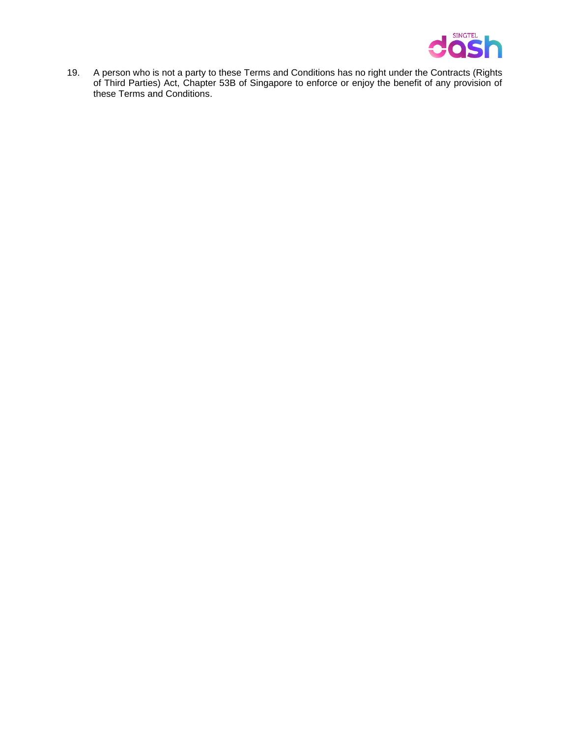19. A person who is not a party to these Terms and Conditions has no right under the Contracts (Rights of Third Parties) Act, Chapter 53B of Singapore to enforce or enjoy the benefit of any provision of these Terms and Conditions.